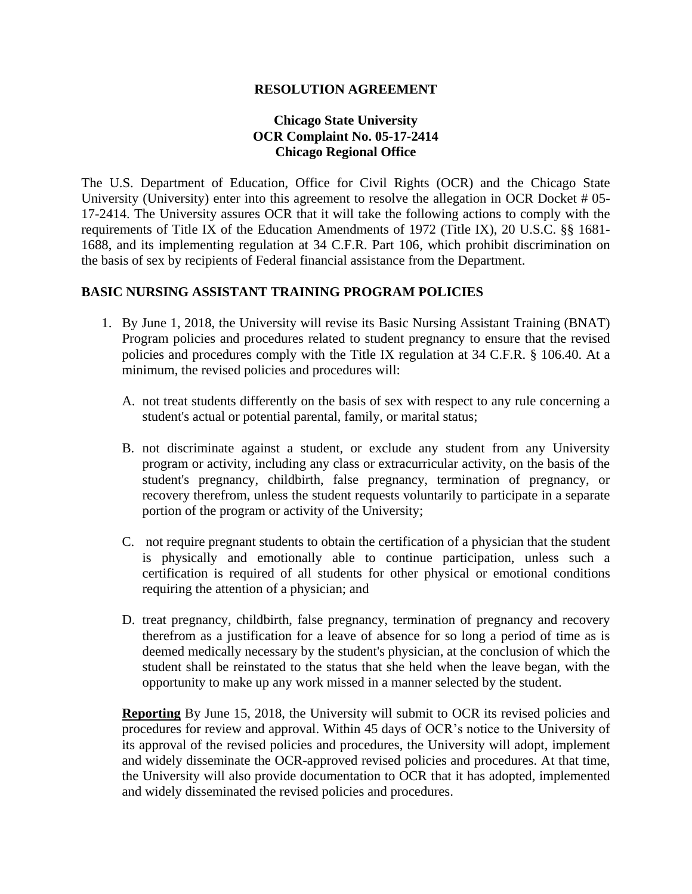**RESOLUTION AGREEMENT**

**Chicago State University**
**OCR Complaint No. 05-17-2414**
**Chicago Regional Office**

The U.S. Department of Education, Office for Civil Rights (OCR) and the Chicago State University (University) enter into this agreement to resolve the allegation in OCR Docket # 05-17-2414. The University assures OCR that it will take the following actions to comply with the requirements of Title IX of the Education Amendments of 1972 (Title IX), 20 U.S.C. §§ 1681-1688, and its implementing regulation at 34 C.F.R. Part 106, which prohibit discrimination on the basis of sex by recipients of Federal financial assistance from the Department.

## BASIC NURSING ASSISTANT TRAINING PROGRAM POLICIES

1. By June 1, 2018, the University will revise its Basic Nursing Assistant Training (BNAT) Program policies and procedures related to student pregnancy to ensure that the revised policies and procedures comply with the Title IX regulation at 34 C.F.R. § 106.40. At a minimum, the revised policies and procedures will:

   A. not treat students differently on the basis of sex with respect to any rule concerning a student's actual or potential parental, family, or marital status;

   B. not discriminate against a student, or exclude any student from any University program or activity, including any class or extracurricular activity, on the basis of the student's pregnancy, childbirth, false pregnancy, termination of pregnancy, or recovery therefrom, unless the student requests voluntarily to participate in a separate portion of the program or activity of the University;

   C. not require pregnant students to obtain the certification of a physician that the student is physically and emotionally able to continue participation, unless such a certification is required of all students for other physical or emotional conditions requiring the attention of a physician; and

   D. treat pregnancy, childbirth, false pregnancy, termination of pregnancy and recovery therefrom as a justification for a leave of absence for so long a period of time as is deemed medically necessary by the student's physician, at the conclusion of which the student shall be reinstated to the status that she held when the leave began, with the opportunity to make up any work missed in a manner selected by the student.

   **Reporting** By June 15, 2018, the University will submit to OCR its revised policies and procedures for review and approval. Within 45 days of OCR's notice to the University of its approval of the revised policies and procedures, the University will adopt, implement and widely disseminate the OCR-approved revised policies and procedures. At that time, the University will also provide documentation to OCR that it has adopted, implemented and widely disseminated the revised policies and procedures.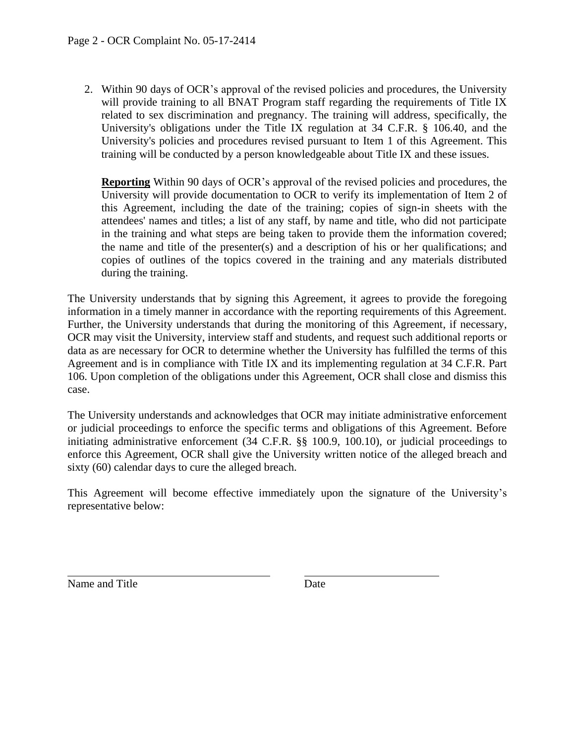2. Within 90 days of OCR's approval of the revised policies and procedures, the University will provide training to all BNAT Program staff regarding the requirements of Title IX related to sex discrimination and pregnancy. The training will address, specifically, the University's obligations under the Title IX regulation at 34 C.F.R. § 106.40, and the University's policies and procedures revised pursuant to Item 1 of this Agreement. This training will be conducted by a person knowledgeable about Title IX and these issues.

   **Reporting** Within 90 days of OCR's approval of the revised policies and procedures, the University will provide documentation to OCR to verify its implementation of Item 2 of this Agreement, including the date of the training; copies of sign-in sheets with the attendees' names and titles; a list of any staff, by name and title, who did not participate in the training and what steps are being taken to provide them the information covered; the name and title of the presenter(s) and a description of his or her qualifications; and copies of outlines of the topics covered in the training and any materials distributed during the training.

The University understands that by signing this Agreement, it agrees to provide the foregoing information in a timely manner in accordance with the reporting requirements of this Agreement. Further, the University understands that during the monitoring of this Agreement, if necessary, OCR may visit the University, interview staff and students, and request such additional reports or data as are necessary for OCR to determine whether the University has fulfilled the terms of this Agreement and is in compliance with Title IX and its implementing regulation at 34 C.F.R. Part 106. Upon completion of the obligations under this Agreement, OCR shall close and dismiss this case.

The University understands and acknowledges that OCR may initiate administrative enforcement or judicial proceedings to enforce the specific terms and obligations of this Agreement. Before initiating administrative enforcement (34 C.F.R. §§ 100.9, 100.10), or judicial proceedings to enforce this Agreement, OCR shall give the University written notice of the alleged breach and sixty (60) calendar days to cure the alleged breach.

This Agreement will become effective immediately upon the signature of the University's representative below:

\_\_\_\_\_\_\_\_\_\_\_\_\_\_\_\_\_\_\_\_\_\_\_\_\_\_\_\_\_\_\_\_\_\_\_\_ \_\_\_\_\_\_\_\_\_\_\_\_\_\_\_\_\_\_\_\_\_\_\_\_

Name and Title Date